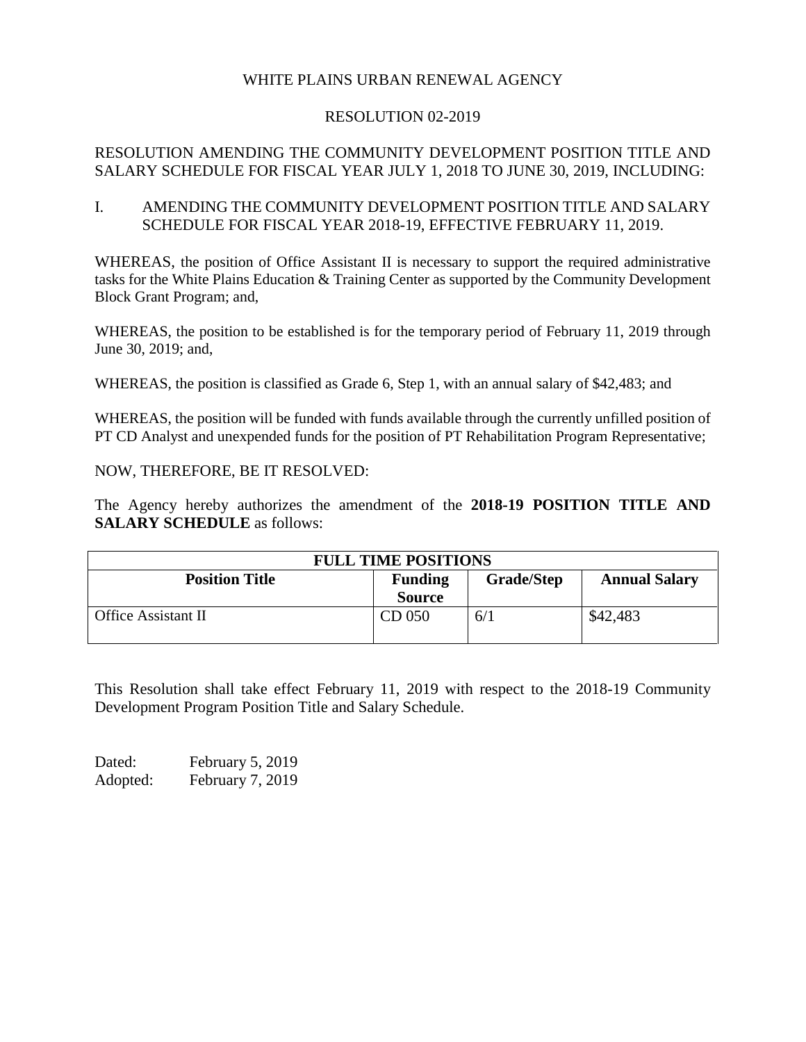WHITE PLAINS URBAN RENEWAL AGENCY

RESOLUTION 02-2019

RESOLUTION AMENDING THE COMMUNITY DEVELOPMENT POSITION TITLE AND SALARY SCHEDULE FOR FISCAL YEAR JULY 1, 2018 TO JUNE 30, 2019, INCLUDING:

I. AMENDING THE COMMUNITY DEVELOPMENT POSITION TITLE AND SALARY SCHEDULE FOR FISCAL YEAR 2018-19, EFFECTIVE FEBRUARY 11, 2019.

WHEREAS, the position of Office Assistant II is necessary to support the required administrative tasks for the White Plains Education & Training Center as supported by the Community Development Block Grant Program; and,

WHEREAS, the position to be established is for the temporary period of February 11, 2019 through June 30, 2019; and,

WHEREAS, the position is classified as Grade 6, Step 1, with an annual salary of $42,483; and

WHEREAS, the position will be funded with funds available through the currently unfilled position of PT CD Analyst and unexpended funds for the position of PT Rehabilitation Program Representative;

NOW, THEREFORE, BE IT RESOLVED:

The Agency hereby authorizes the amendment of the **2018-19 POSITION TITLE AND SALARY SCHEDULE** as follows:

| **FULL TIME POSITIONS** | | | |
|---|---|---|---|
| **Position Title** | **Funding Source** | **Grade/Step** | **Annual Salary** |
| Office Assistant II | CD 050 | 6/1 | $42,483 |

This Resolution shall take effect February 11, 2019 with respect to the 2018-19 Community Development Program Position Title and Salary Schedule.

Dated: February 5, 2019
Adopted: February 7, 2019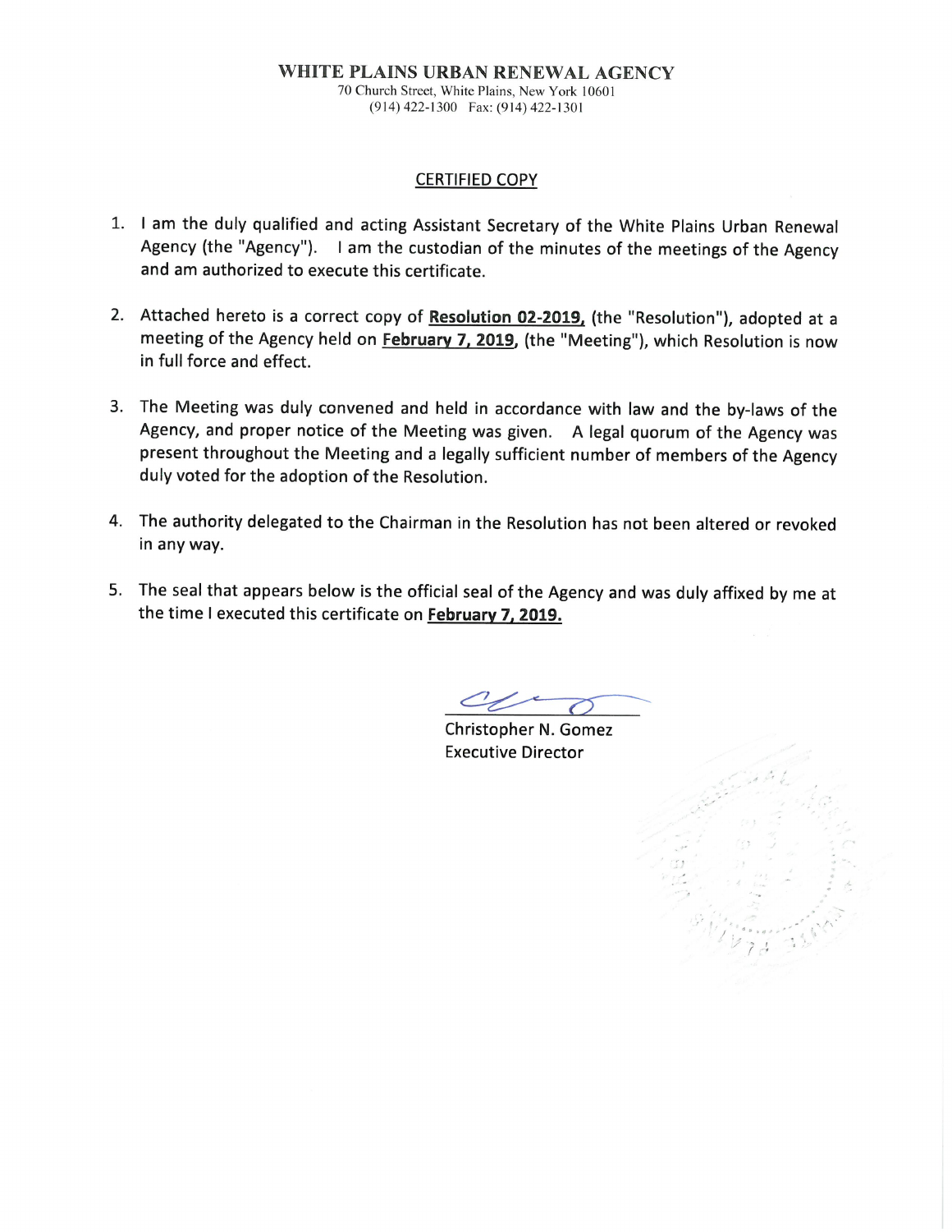**WHITE PLAINS URBAN RENEWAL AGENCY**
70 Church Street, White Plains, New York 10601
(914) 422-1300 Fax: (914) 422-1301

## CERTIFIED COPY

1. I am the duly qualified and acting Assistant Secretary of the White Plains Urban Renewal Agency (the "Agency"). I am the custodian of the minutes of the meetings of the Agency and am authorized to execute this certificate.

2. Attached hereto is a correct copy of **Resolution 02-2019,** (the "Resolution"), adopted at a meeting of the Agency held on **February 7, 2019,** (the "Meeting"), which Resolution is now in full force and effect.

3. The Meeting was duly convened and held in accordance with law and the by-laws of the Agency, and proper notice of the Meeting was given. A legal quorum of the Agency was present throughout the Meeting and a legally sufficient number of members of the Agency duly voted for the adoption of the Resolution.

4. The authority delegated to the Chairman in the Resolution has not been altered or revoked in any way.

5. The seal that appears below is the official seal of the Agency and was duly affixed by me at the time I executed this certificate on **February 7, 2019.**

Christopher N. Gomez
Executive Director